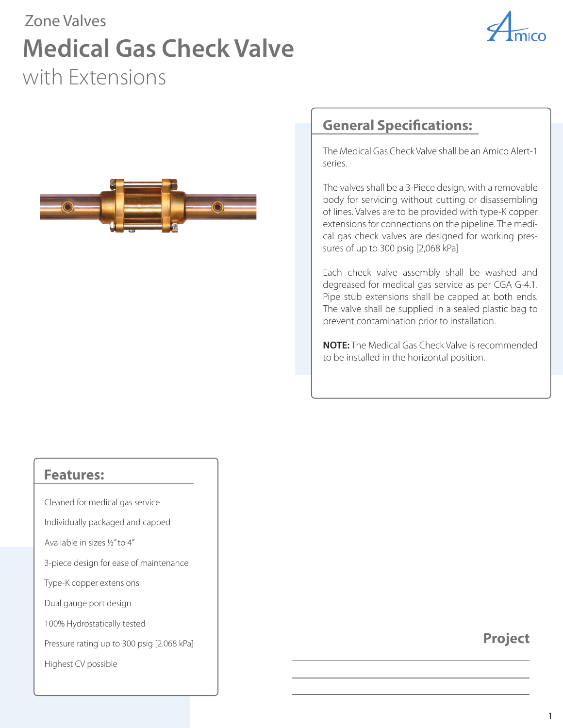Zone Valves

# Medical Gas Check Valve

with Extensions

## General Specifications:

The Medical Gas Check Valve shall be an Amico Alert-1 series.

The valves shall be a 3-Piece design, with a removable body for servicing without cutting or disassembling of lines. Valves are to be provided with type-K copper extensions for connections on the pipeline. The medical gas check valves are designed for working pressures of up to 300 psig [2,068 kPa]

Each check valve assembly shall be washed and degreased for medical gas service as per CGA G-4.1. Pipe stub extensions shall be capped at both ends. The valve shall be supplied in a sealed plastic bag to prevent contamination prior to installation.

**NOTE:** The Medical Gas Check Valve is recommended to be installed in the horizontal position.

## Features:

- Cleaned for medical gas service
- Individually packaged and capped
- Available in sizes ½" to 4"
- 3-piece design for ease of maintenance
- Type-K copper extensions
- Dual gauge port design
- 100% Hydrostatically tested
- Pressure rating up to 300 psig [2.068 kPa]
- Highest CV possible

## Project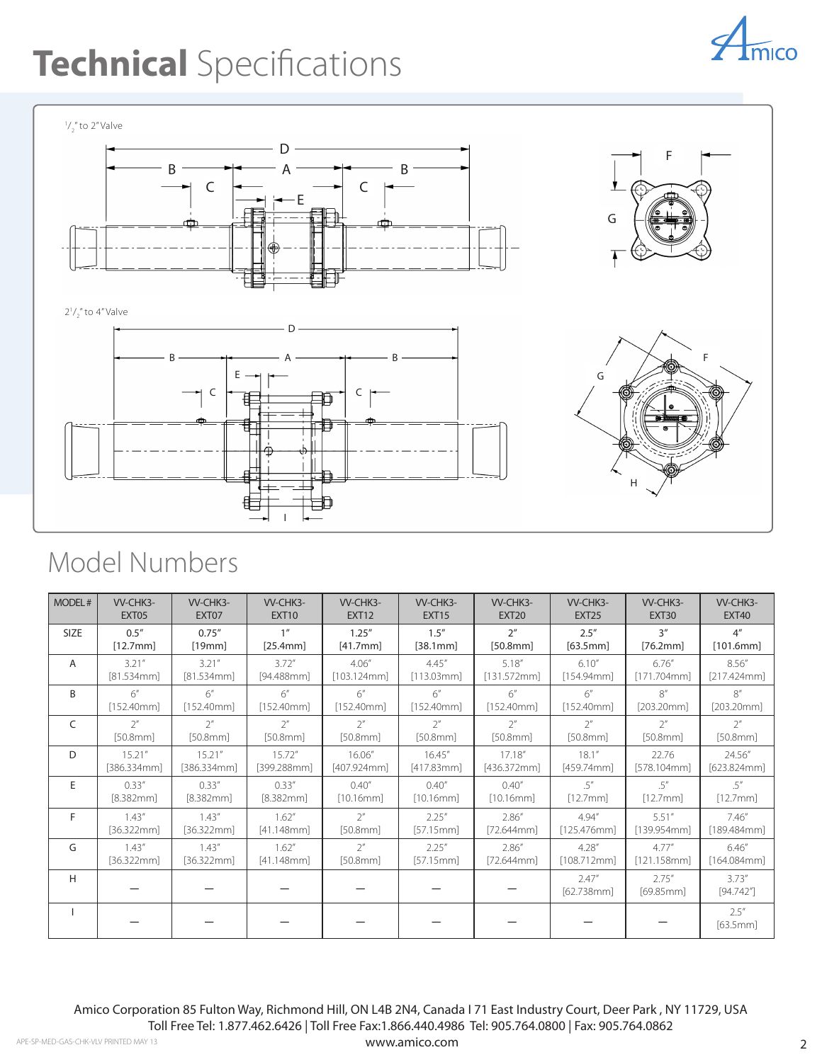# **Technical** Specifications

½" to 2" Valve

D

B A B

C C

E

F

G

2½" to 4" Valve

D

B A B

E

C C

F

G

H

I

## Model Numbers

| MODEL # | VV-CHK3-EXT05 | VV-CHK3-EXT07 | VV-CHK3-EXT10 | VV-CHK3-EXT12 | VV-CHK3-EXT15 | VV-CHK3-EXT20 | VV-CHK3-EXT25 | VV-CHK3-EXT30 | VV-CHK3-EXT40 |
|---|---|---|---|---|---|---|---|---|---|
| SIZE | 0.5" [12.7mm] | 0.75" [19mm] | 1" [25.4mm] | 1.25" [41.7mm] | 1.5" [38.1mm] | 2" [50.8mm] | 2.5" [63.5mm] | 3" [76.2mm] | 4" [101.6mm] |
| A | 3.21" [81.534mm] | 3.21" [81.534mm] | 3.72" [94.488mm] | 4.06" [103.124mm] | 4.45" [113.03mm] | 5.18" [131.572mm] | 6.10" [154.94mm] | 6.76" [171.704mm] | 8.56" [217.424mm] |
| B | 6" [152.40mm] | 6" [152.40mm] | 6" [152.40mm] | 6" [152.40mm] | 6" [152.40mm] | 6" [152.40mm] | 6" [152.40mm] | 8" [203.20mm] | 8" [203.20mm] |
| C | 2" [50.8mm] | 2" [50.8mm] | 2" [50.8mm] | 2" [50.8mm] | 2" [50.8mm] | 2" [50.8mm] | 2" [50.8mm] | 2" [50.8mm] | 2" [50.8mm] |
| D | 15.21" [386.334mm] | 15.21" [386.334mm] | 15.72" [399.288mm] | 16.06" [407.924mm] | 16.45" [417.83mm] | 17.18" [436.372mm] | 18.1" [459.74mm] | 22.76 [578.104mm] | 24.56" [623.824mm] |
| E | 0.33" [8.382mm] | 0.33" [8.382mm] | 0.33" [8.382mm] | 0.40" [10.16mm] | 0.40" [10.16mm] | 0.40" [10.16mm] | .5" [12.7mm] | .5" [12.7mm] | .5" [12.7mm] |
| F | 1.43" [36.322mm] | 1.43" [36.322mm] | 1.62" [41.148mm] | 2" [50.8mm] | 2.25" [57.15mm] | 2.86" [72.644mm] | 4.94" [125.476mm] | 5.51" [139.954mm] | 7.46" [189.484mm] |
| G | 1.43" [36.322mm] | 1.43" [36.322mm] | 1.62" [41.148mm] | 2" [50.8mm] | 2.25" [57.15mm] | 2.86" [72.644mm] | 4.28" [108.712mm] | 4.77" [121.158mm] | 6.46" [164.084mm] |
| H | — | — | — | — | — | — | 2.47" [62.738mm] | 2.75" [69.85mm] | 3.73" [94.742"] |
| I | — | — | — | — | — | — | — | — | 2.5" [63.5mm] |

Amico Corporation 85 Fulton Way, Richmond Hill, ON L4B 2N4, Canada I 71 East Industry Court, Deer Park , NY 11729, USA
Toll Free Tel: 1.877.462.6426 | Toll Free Fax:1.866.440.4986 Tel: 905.764.0800 | Fax: 905.764.0862
www.amico.com

APE-SP-MED-GAS-CHK-VLV PRINTED MAY 13